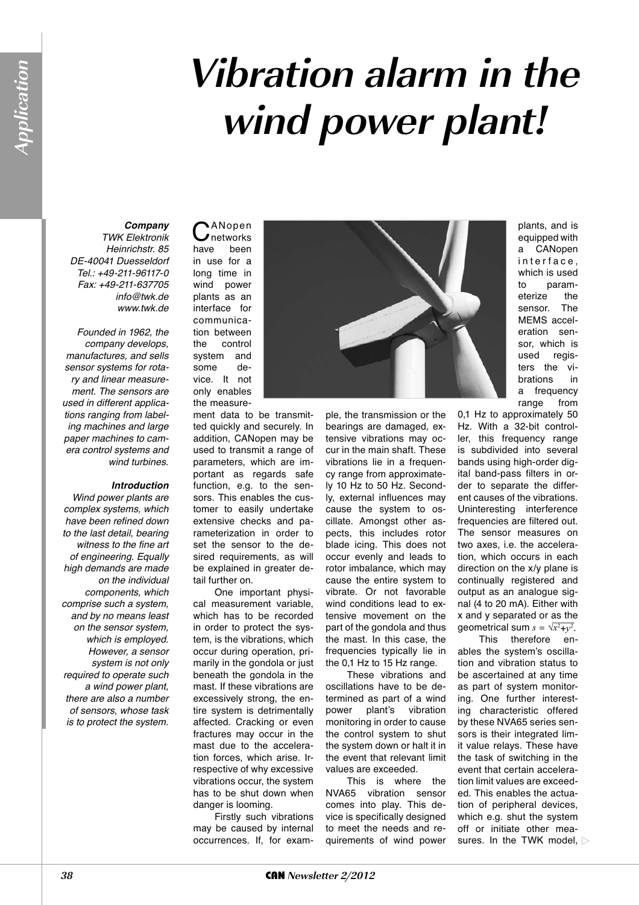# Vibration alarm in the wind power plant!

***Company***

*TWK Elektronik*
*Heinrichstr. 85*
*DE-40041 Duesseldorf*
*Tel.: +49-211-96117-0*
*Fax: +49-211-637705*
*info@twk.de*
*www.twk.de*

*Founded in 1962, the company develops, manufactures, and sells sensor systems for rotary and linear measurement. The sensors are used in different applications ranging from labeling machines and large paper machines to camera control systems and wind turbines.*

***Introduction***

*Wind power plants are complex systems, which have been refined down to the last detail, bearing witness to the fine art of engineering. Equally high demands are made on the individual components, which comprise such a system, and by no means least on the sensor system, which is employed. However, a sensor system is not only required to operate such a wind power plant, there are also a number of sensors, whose task is to protect the system.*

CANopen networks have been in use for a long time in wind power plants as an interface for communication between the control system and some device. It not only enables the measurement data to be transmitted quickly and securely. In addition, CANopen may be used to transmit a range of parameters, which are important as regards safe function, e.g. to the sensors. This enables the customer to easily undertake extensive checks and parameterization in order to set the sensor to the desired requirements, as will be explained in greater detail further on.

One important physical measurement variable, which has to be recorded in order to protect the system, is the vibrations, which occur during operation, primarily in the gondola or just beneath the gondola in the mast. If these vibrations are excessively strong, the entire system is detrimentally affected. Cracking or even fractures may occur in the mast due to the acceleration forces, which arise. Irrespective of why excessive vibrations occur, the system has to be shut down when danger is looming.

Firstly such vibrations may be caused by internal occurrences. If, for example, the transmission or the bearings are damaged, extensive vibrations may occur in the main shaft. These vibrations lie in a frequency range from approximately 10 Hz to 50 Hz. Secondly, external influences may cause the system to oscillate. Amongst other aspects, this includes rotor blade icing. This does not occur evenly and leads to rotor imbalance, which may cause the entire system to vibrate. Or not favorable wind conditions lead to extensive movement on the part of the gondola and thus the mast. In this case, the frequencies typically lie in the 0,1 Hz to 15 Hz range.

These vibrations and oscillations have to be determined as part of a wind power plant's vibration monitoring in order to cause the control system to shut the system down or halt it in the event that relevant limit values are exceeded.

This is where the NVA65 vibration sensor comes into play. This device is specifically designed to meet the needs and requirements of wind power plants, and is equipped with a CANopen interface, which is used to parameterize the sensor. The MEMS acceleration sensor, which is used registers the vibrations in a frequency range from 0,1 Hz to approximately 50 Hz. With a 32-bit controller, this frequency range is subdivided into several bands using high-order digital band-pass filters in order to separate the different causes of the vibrations. Uninteresting interference frequencies are filtered out. The sensor measures on two axes, i.e. the acceleration, which occurs in each direction on the x/y plane is continually registered and output as an analogue signal (4 to 20 mA). Either with x and y separated or as the geometrical sum $s = \sqrt{x^2+y^2}$.

This therefore enables the system's oscillation and vibration status to be ascertained at any time as part of system monitoring. One further interesting characteristic offered by these NVA65 series sensors is their integrated limit value relays. These have the task of switching in the event that certain acceleration limit values are exceeded. This enables the actuation of peripheral devices, which e.g. shut the system off or initiate other measures. In the TWK model,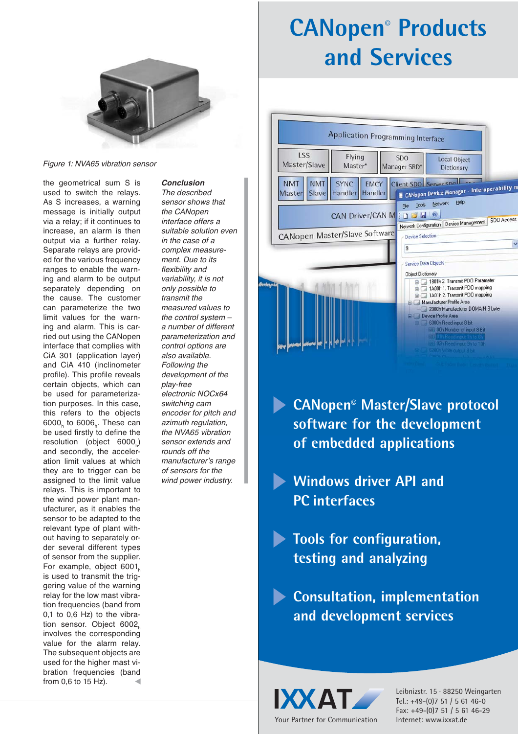Figure 1: NVA65 vibration sensor

the geometrical sum S is used to switch the relays. As S increases, a warning message is initially output via a relay; if it continues to increase, an alarm is then output via a further relay. Separate relays are provided for the various frequency ranges to enable the warning and alarm to be output separately depending on the cause. The customer can parameterize the two limit values for the warning and alarm. This is carried out using the CANopen interface that complies with CiA 301 (application layer) and CiA 410 (inclinometer profile). This profile reveals certain objects, which can be used for parameterization purposes. In this case, this refers to the objects $6000_h$ to $6006_h$. These can be used firstly to define the resolution (object $6000_h$) and secondly, the acceleration limit values at which they are to trigger can be assigned to the limit value relays. This is important to the wind power plant manufacturer, as it enables the sensor to be adapted to the relevant type of plant without having to separately order several different types of sensor from the supplier. For example, object $6001_h$ is used to transmit the triggering value of the warning relay for the low mast vibration frequencies (band from 0,1 to 0,6 Hz) to the vibration sensor. Object $6002_h$ involves the corresponding value for the alarm relay. The subsequent objects are used for the higher mast vibration frequencies (band from 0,6 to 15 Hz).

***Conclusion***

*The described sensor shows that the CANopen interface offers a suitable solution even in the case of a complex measurement. Due to its flexibility and variability, it is not only possible to transmit the measured values to the control system – a number of different parameterization and control options are also available. Following the development of the play-free electronic NOCx64 switching cam encoder for pitch and azimuth regulation, the NVA65 vibration sensor extends and rounds off the manufacturer's range of sensors for the wind power industry.*

# CANopen© Products and Services

Application Programming Interface

LSS Master/Slave | Flying Master* | SDO Manager SRD* | Local Object Dictionary

NMT Master | NMT Slave | SYNC Handler | EMCY Handler | Client SDO | Server SDO

CAN Driver/CAN M

CANopen Master/Slave Software

- **CANopen© Master/Slave protocol software for the development of embedded applications**
- **Windows driver API and PC interfaces**
- **Tools for configuration, testing and analyzing**
- **Consultation, implementation and development services**

IXXAT
Your Partner for Communication

Leibnizstr. 15 · 88250 Weingarten
Tel.: +49-(0)7 51 / 5 61 46-0
Fax: +49-(0)7 51 / 5 61 46-29
Internet: www.ixxat.de